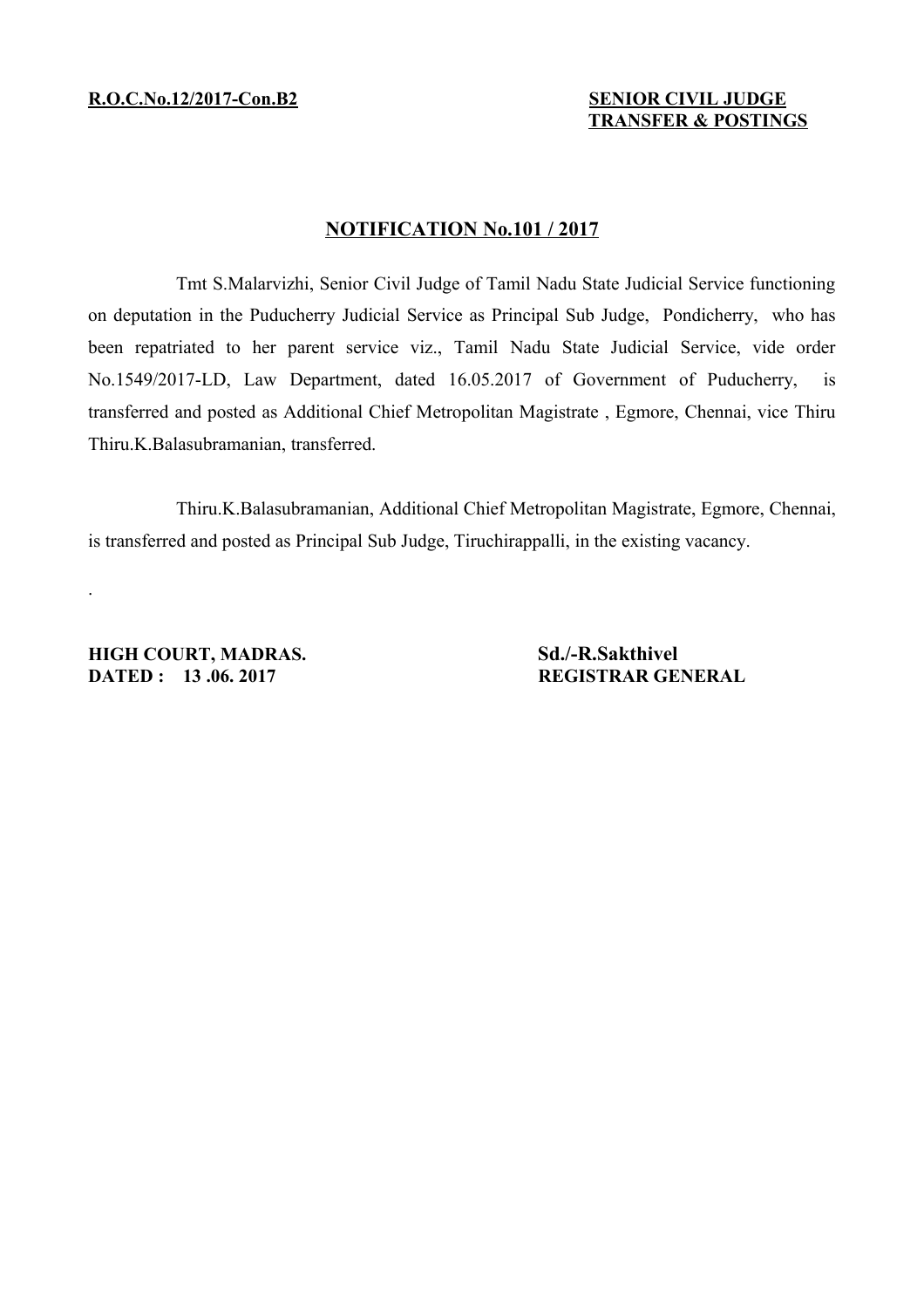**R.O.C.No.12/2017-Con.B2**

**SENIOR CIVIL JUDGE TRANSFER & POSTINGS**

## NOTIFICATION No.101 / 2017

Tmt S.Malarvizhi, Senior Civil Judge of Tamil Nadu State Judicial Service functioning on deputation in the Puducherry Judicial Service as Principal Sub Judge, Pondicherry, who has been repatriated to her parent service viz., Tamil Nadu State Judicial Service, vide order No.1549/2017-LD, Law Department, dated 16.05.2017 of Government of Puducherry, is transferred and posted as Additional Chief Metropolitan Magistrate , Egmore, Chennai, vice Thiru Thiru.K.Balasubramanian, transferred.

Thiru.K.Balasubramanian, Additional Chief Metropolitan Magistrate, Egmore, Chennai, is transferred and posted as Principal Sub Judge, Tiruchirappalli, in the existing vacancy.

.

**HIGH COURT, MADRAS.**
**DATED : 13 .06. 2017**

**Sd./-R.Sakthivel**
**REGISTRAR GENERAL**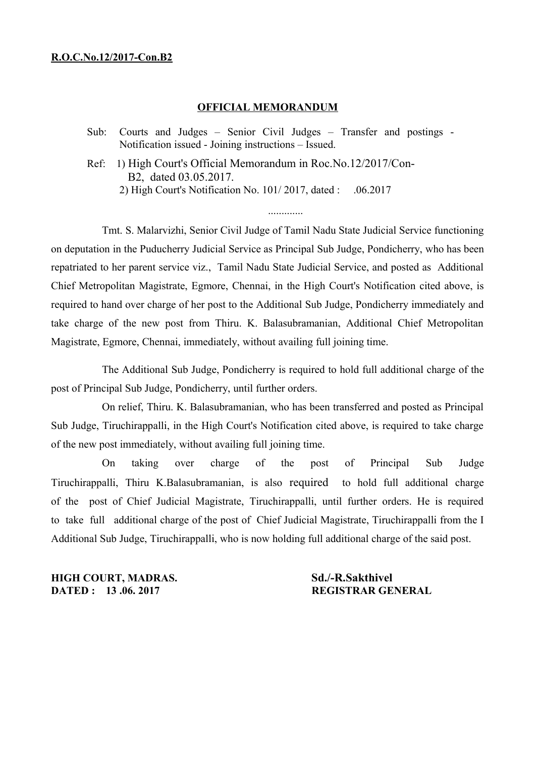**R.O.C.No.12/2017-Con.B2**

**OFFICIAL MEMORANDUM**

Sub: Courts and Judges – Senior Civil Judges – Transfer and postings - Notification issued - Joining instructions – Issued.

Ref: 1) High Court's Official Memorandum in Roc.No.12/2017/Con-B2, dated 03.05.2017.
2) High Court's Notification No. 101/ 2017, dated : .06.2017

.............

Tmt. S. Malarvizhi, Senior Civil Judge of Tamil Nadu State Judicial Service functioning on deputation in the Puducherry Judicial Service as Principal Sub Judge, Pondicherry, who has been repatriated to her parent service viz., Tamil Nadu State Judicial Service, and posted as Additional Chief Metropolitan Magistrate, Egmore, Chennai, in the High Court's Notification cited above, is required to hand over charge of her post to the Additional Sub Judge, Pondicherry immediately and take charge of the new post from Thiru. K. Balasubramanian, Additional Chief Metropolitan Magistrate, Egmore, Chennai, immediately, without availing full joining time.

The Additional Sub Judge, Pondicherry is required to hold full additional charge of the post of Principal Sub Judge, Pondicherry, until further orders.

On relief, Thiru. K. Balasubramanian, who has been transferred and posted as Principal Sub Judge, Tiruchirappalli, in the High Court's Notification cited above, is required to take charge of the new post immediately, without availing full joining time.

On taking over charge of the post of Principal Sub Judge Tiruchirappalli, Thiru K.Balasubramanian, is also required to hold full additional charge of the post of Chief Judicial Magistrate, Tiruchirappalli, until further orders. He is required to take full additional charge of the post of Chief Judicial Magistrate, Tiruchirappalli from the I Additional Sub Judge, Tiruchirappalli, who is now holding full additional charge of the said post.

**HIGH COURT, MADRAS.** **Sd./-R.Sakthivel**
**DATED : 13 .06. 2017** **REGISTRAR GENERAL**